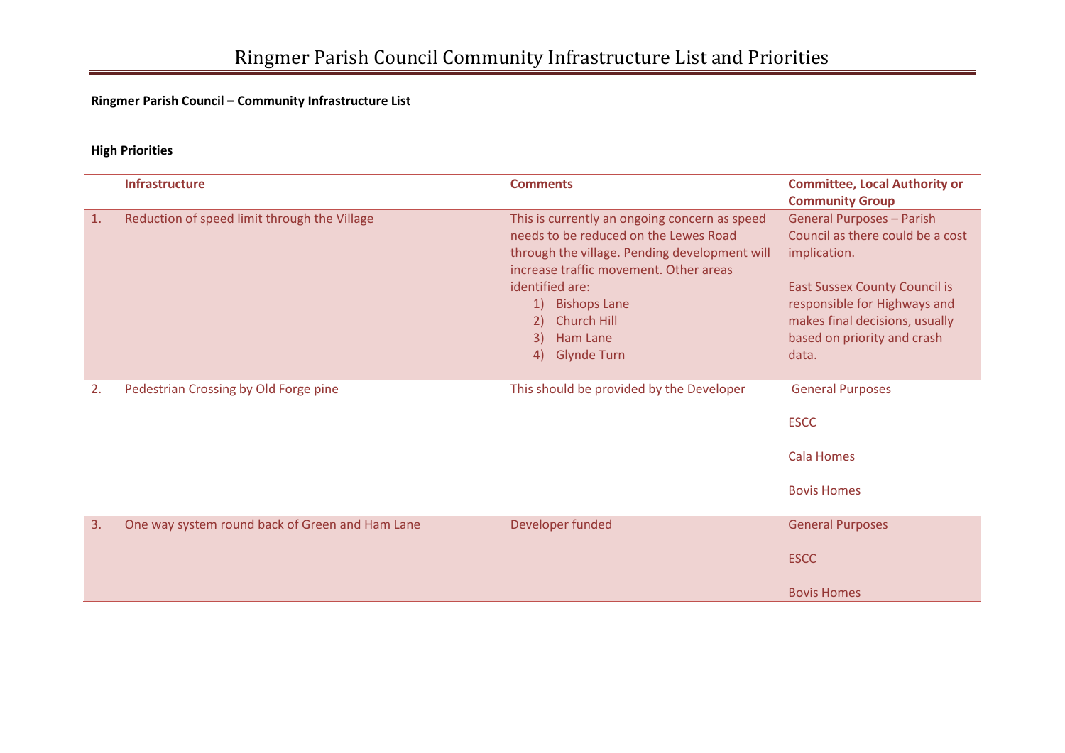# Ringmer Parish Council Community Infrastructure List and Priorities

**Ringmer Parish Council – Community Infrastructure List**

**High Priorities**

| | Infrastructure | Comments | Committee, Local Authority or Community Group |
|---|---|---|---|
| 1. | Reduction of speed limit through the Village | This is currently an ongoing concern as speed needs to be reduced on the Lewes Road through the village. Pending development will increase traffic movement. Other areas identified are: 1) Bishops Lane 2) Church Hill 3) Ham Lane 4) Glynde Turn | General Purposes – Parish Council as there could be a cost implication. East Sussex County Council is responsible for Highways and makes final decisions, usually based on priority and crash data. |
| 2. | Pedestrian Crossing by Old Forge pine | This should be provided by the Developer | General Purposes ESCC Cala Homes Bovis Homes |
| 3. | One way system round back of Green and Ham Lane | Developer funded | General Purposes ESCC Bovis Homes |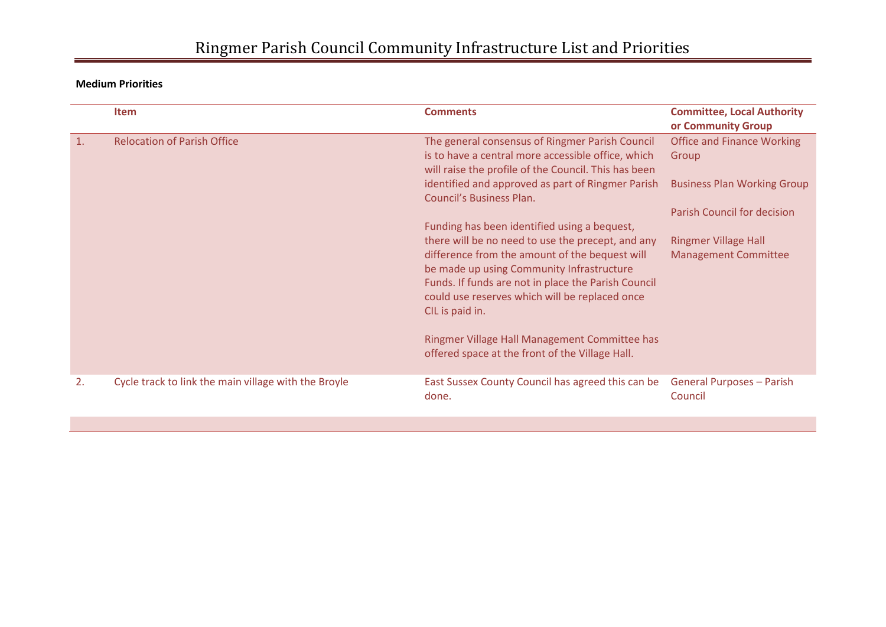# Ringmer Parish Council Community Infrastructure List and Priorities

**Medium Priorities**

| | Item | Comments | Committee, Local Authority or Community Group |
|---|---|---|---|
| 1. | Relocation of Parish Office | The general consensus of Ringmer Parish Council is to have a central more accessible office, which will raise the profile of the Council. This has been identified and approved as part of Ringmer Parish Council's Business Plan.<br><br>Funding has been identified using a bequest, there will be no need to use the precept, and any difference from the amount of the bequest will be made up using Community Infrastructure Funds. If funds are not in place the Parish Council could use reserves which will be replaced once CIL is paid in.<br><br>Ringmer Village Hall Management Committee has offered space at the front of the Village Hall. | Office and Finance Working Group<br><br>Business Plan Working Group<br><br>Parish Council for decision<br><br>Ringmer Village Hall Management Committee |
| 2. | Cycle track to link the main village with the Broyle | East Sussex County Council has agreed this can be done. | General Purposes – Parish Council |
| | | | |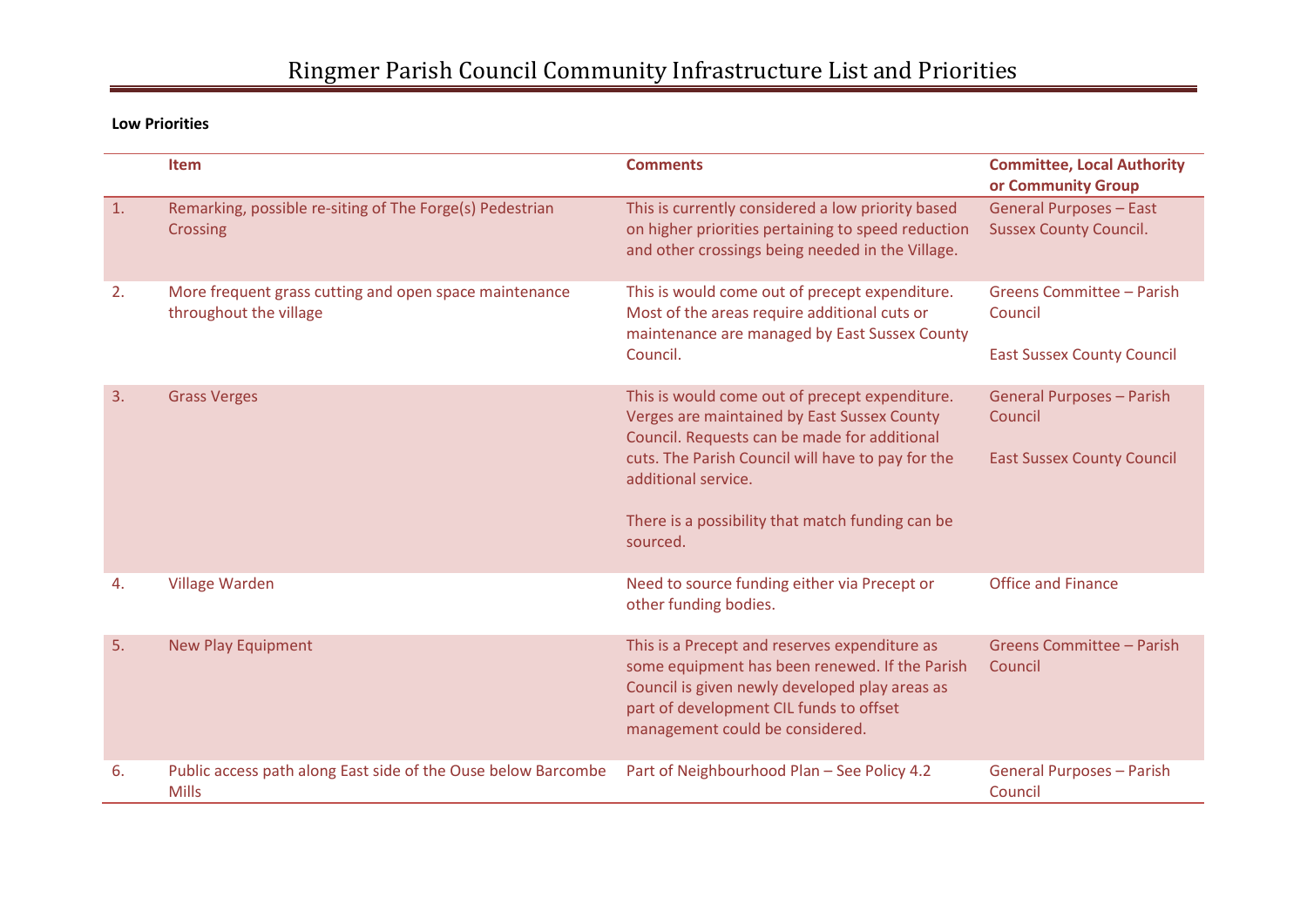# Ringmer Parish Council Community Infrastructure List and Priorities

**Low Priorities**

| | Item | Comments | Committee, Local Authority or Community Group |
|---|---|---|---|
| 1. | Remarking, possible re-siting of The Forge(s) Pedestrian Crossing | This is currently considered a low priority based on higher priorities pertaining to speed reduction and other crossings being needed in the Village. | General Purposes – East Sussex County Council. |
| 2. | More frequent grass cutting and open space maintenance throughout the village | This is would come out of precept expenditure. Most of the areas require additional cuts or maintenance are managed by East Sussex County Council. | Greens Committee – Parish Council<br><br>East Sussex County Council |
| 3. | Grass Verges | This is would come out of precept expenditure. Verges are maintained by East Sussex County Council. Requests can be made for additional cuts. The Parish Council will have to pay for the additional service.<br><br>There is a possibility that match funding can be sourced. | General Purposes – Parish Council<br><br>East Sussex County Council |
| 4. | Village Warden | Need to source funding either via Precept or other funding bodies. | Office and Finance |
| 5. | New Play Equipment | This is a Precept and reserves expenditure as some equipment has been renewed. If the Parish Council is given newly developed play areas as part of development CIL funds to offset management could be considered. | Greens Committee – Parish Council |
| 6. | Public access path along East side of the Ouse below Barcombe Mills | Part of Neighbourhood Plan – See Policy 4.2 | General Purposes – Parish Council |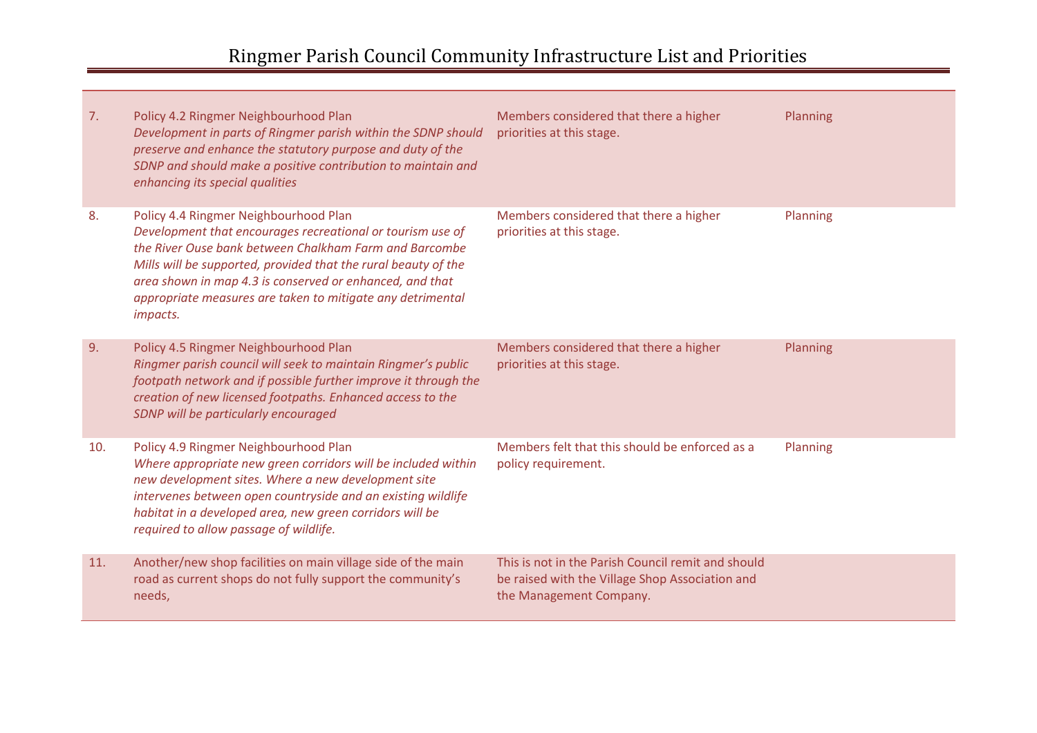# Ringmer Parish Council Community Infrastructure List and Priorities

| | | | |
|---|---|---|---|
| 7. | Policy 4.2 Ringmer Neighbourhood Plan *Development in parts of Ringmer parish within the SDNP should preserve and enhance the statutory purpose and duty of the SDNP and should make a positive contribution to maintain and enhancing its special qualities* | Members considered that there a higher priorities at this stage. | Planning |
| 8. | Policy 4.4 Ringmer Neighbourhood Plan *Development that encourages recreational or tourism use of the River Ouse bank between Chalkham Farm and Barcombe Mills will be supported, provided that the rural beauty of the area shown in map 4.3 is conserved or enhanced, and that appropriate measures are taken to mitigate any detrimental impacts.* | Members considered that there a higher priorities at this stage. | Planning |
| 9. | Policy 4.5 Ringmer Neighbourhood Plan *Ringmer parish council will seek to maintain Ringmer's public footpath network and if possible further improve it through the creation of new licensed footpaths. Enhanced access to the SDNP will be particularly encouraged* | Members considered that there a higher priorities at this stage. | Planning |
| 10. | Policy 4.9 Ringmer Neighbourhood Plan *Where appropriate new green corridors will be included within new development sites. Where a new development site intervenes between open countryside and an existing wildlife habitat in a developed area, new green corridors will be required to allow passage of wildlife.* | Members felt that this should be enforced as a policy requirement. | Planning |
| 11. | Another/new shop facilities on main village side of the main road as current shops do not fully support the community's needs, | This is not in the Parish Council remit and should be raised with the Village Shop Association and the Management Company. | |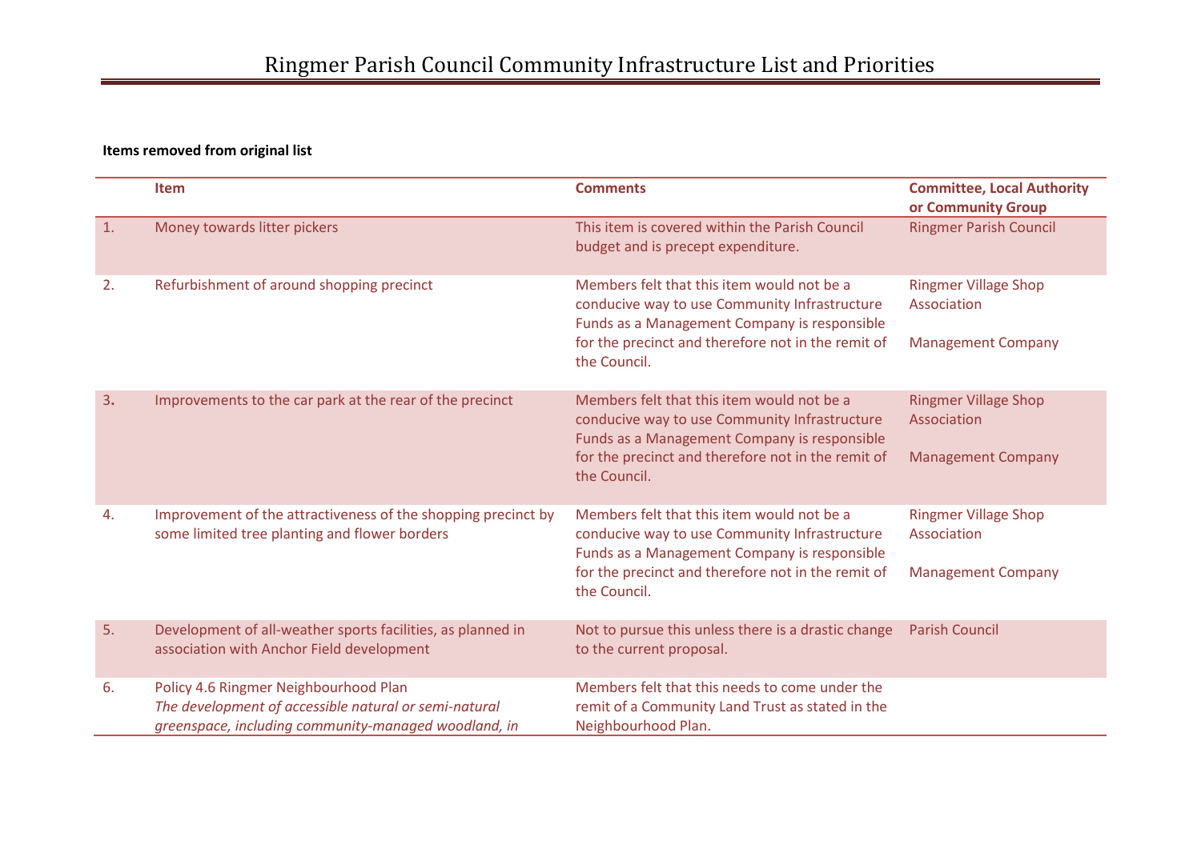# Ringmer Parish Council Community Infrastructure List and Priorities

**Items removed from original list**

| | Item | Comments | Committee, Local Authority or Community Group |
|---|---|---|---|
| 1. | Money towards litter pickers | This item is covered within the Parish Council budget and is precept expenditure. | Ringmer Parish Council |
| 2. | Refurbishment of around shopping precinct | Members felt that this item would not be a conducive way to use Community Infrastructure Funds as a Management Company is responsible for the precinct and therefore not in the remit of the Council. | Ringmer Village Shop Association<br><br>Management Company |
| 3. | Improvements to the car park at the rear of the precinct | Members felt that this item would not be a conducive way to use Community Infrastructure Funds as a Management Company is responsible for the precinct and therefore not in the remit of the Council. | Ringmer Village Shop Association<br><br>Management Company |
| 4. | Improvement of the attractiveness of the shopping precinct by some limited tree planting and flower borders | Members felt that this item would not be a conducive way to use Community Infrastructure Funds as a Management Company is responsible for the precinct and therefore not in the remit of the Council. | Ringmer Village Shop Association<br><br>Management Company |
| 5. | Development of all-weather sports facilities, as planned in association with Anchor Field development | Not to pursue this unless there is a drastic change to the current proposal. | Parish Council |
| 6. | Policy 4.6 Ringmer Neighbourhood Plan<br>*The development of accessible natural or semi-natural greenspace, including community-managed woodland, in* | Members felt that this needs to come under the remit of a Community Land Trust as stated in the Neighbourhood Plan. | |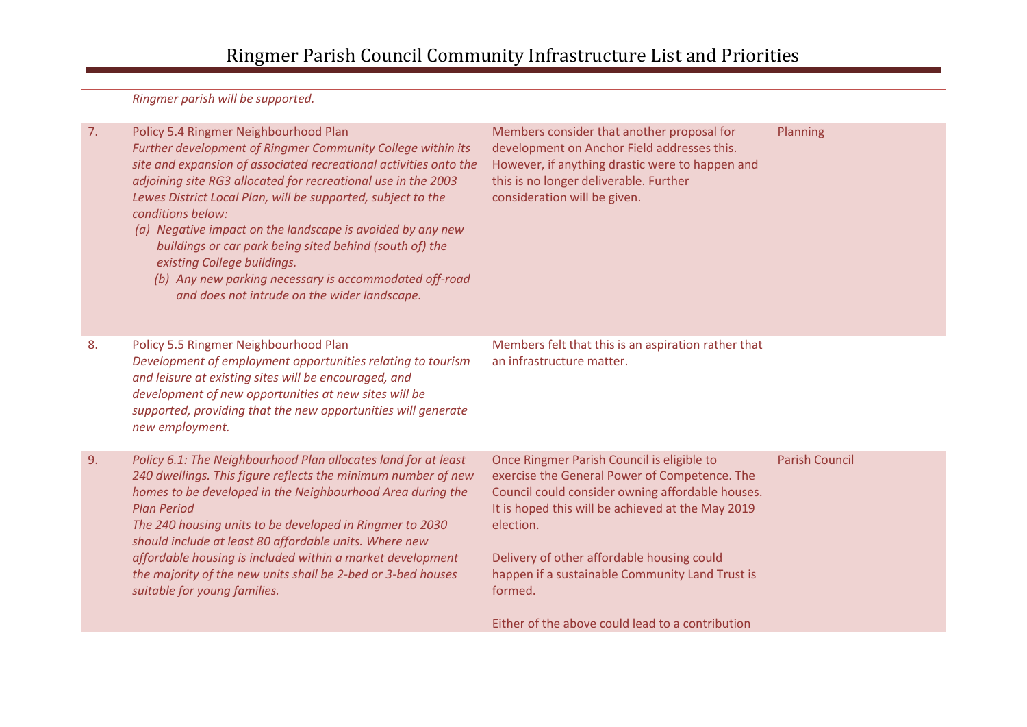| | | | |
|---|---|---|---|
| | *Ringmer parish will be supported.* | | |
| 7. | Policy 5.4 Ringmer Neighbourhood Plan<br>*Further development of Ringmer Community College within its site and expansion of associated recreational activities onto the adjoining site RG3 allocated for recreational use in the 2003 Lewes District Local Plan, will be supported, subject to the conditions below:*<br>*(a) Negative impact on the landscape is avoided by any new buildings or car park being sited behind (south of) the existing College buildings.*<br>*(b) Any new parking necessary is accommodated off-road and does not intrude on the wider landscape.* | Members consider that another proposal for development on Anchor Field addresses this. However, if anything drastic were to happen and this is no longer deliverable. Further consideration will be given. | Planning |
| 8. | Policy 5.5 Ringmer Neighbourhood Plan<br>*Development of employment opportunities relating to tourism and leisure at existing sites will be encouraged, and development of new opportunities at new sites will be supported, providing that the new opportunities will generate new employment.* | Members felt that this is an aspiration rather that an infrastructure matter. | |
| 9. | *Policy 6.1: The Neighbourhood Plan allocates land for at least 240 dwellings. This figure reflects the minimum number of new homes to be developed in the Neighbourhood Area during the Plan Period*<br>*The 240 housing units to be developed in Ringmer to 2030 should include at least 80 affordable units. Where new affordable housing is included within a market development the majority of the new units shall be 2-bed or 3-bed houses suitable for young families.* | Once Ringmer Parish Council is eligible to exercise the General Power of Competence. The Council could consider owning affordable houses. It is hoped this will be achieved at the May 2019 election.<br><br>Delivery of other affordable housing could happen if a sustainable Community Land Trust is formed.<br><br>Either of the above could lead to a contribution | Parish Council |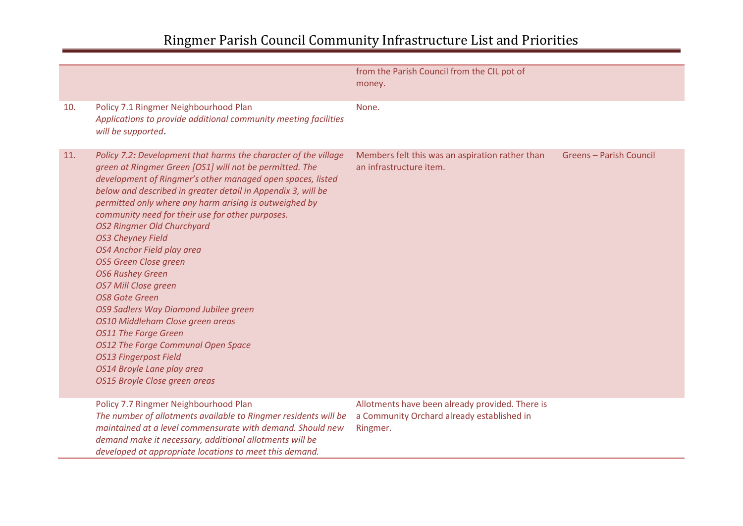# Ringmer Parish Council Community Infrastructure List and Priorities

| | | | |
|---|---|---|---|
| | | from the Parish Council from the CIL pot of money. | |
| 10. | Policy 7.1 Ringmer Neighbourhood Plan<br>*Applications to provide additional community meeting facilities will be supported*. | None. | |
| 11. | *Policy 7.2: Development that harms the character of the village green at Ringmer Green [OS1] will not be permitted. The development of Ringmer's other managed open spaces, listed below and described in greater detail in Appendix 3, will be permitted only where any harm arising is outweighed by community need for their use for other purposes.*<br>*OS2 Ringmer Old Churchyard*<br>*OS3 Cheyney Field*<br>*OS4 Anchor Field play area*<br>*OS5 Green Close green*<br>*OS6 Rushey Green*<br>*OS7 Mill Close green*<br>*OS8 Gote Green*<br>*OS9 Sadlers Way Diamond Jubilee green*<br>*OS10 Middleham Close green areas*<br>*OS11 The Forge Green*<br>*OS12 The Forge Communal Open Space*<br>*OS13 Fingerpost Field*<br>*OS14 Broyle Lane play area*<br>*OS15 Broyle Close green areas* | Members felt this was an aspiration rather than an infrastructure item. | Greens – Parish Council |
| | Policy 7.7 Ringmer Neighbourhood Plan<br>*The number of allotments available to Ringmer residents will be maintained at a level commensurate with demand. Should new demand make it necessary, additional allotments will be developed at appropriate locations to meet this demand.* | Allotments have been already provided. There is a Community Orchard already established in Ringmer. | |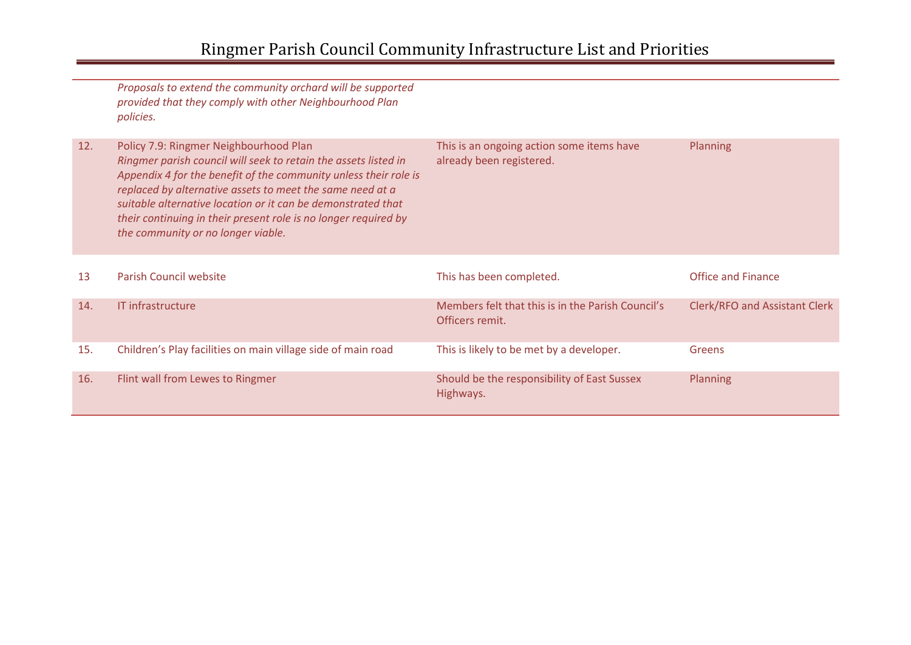# Ringmer Parish Council Community Infrastructure List and Priorities

| | | | |
|---|---|---|---|
| | *Proposals to extend the community orchard will be supported provided that they comply with other Neighbourhood Plan policies.* | | |
| 12. | Policy 7.9: Ringmer Neighbourhood Plan<br>*Ringmer parish council will seek to retain the assets listed in Appendix 4 for the benefit of the community unless their role is replaced by alternative assets to meet the same need at a suitable alternative location or it can be demonstrated that their continuing in their present role is no longer required by the community or no longer viable.* | This is an ongoing action some items have already been registered. | Planning |
| 13 | Parish Council website | This has been completed. | Office and Finance |
| 14. | IT infrastructure | Members felt that this is in the Parish Council's Officers remit. | Clerk/RFO and Assistant Clerk |
| 15. | Children's Play facilities on main village side of main road | This is likely to be met by a developer. | Greens |
| 16. | Flint wall from Lewes to Ringmer | Should be the responsibility of East Sussex Highways. | Planning |